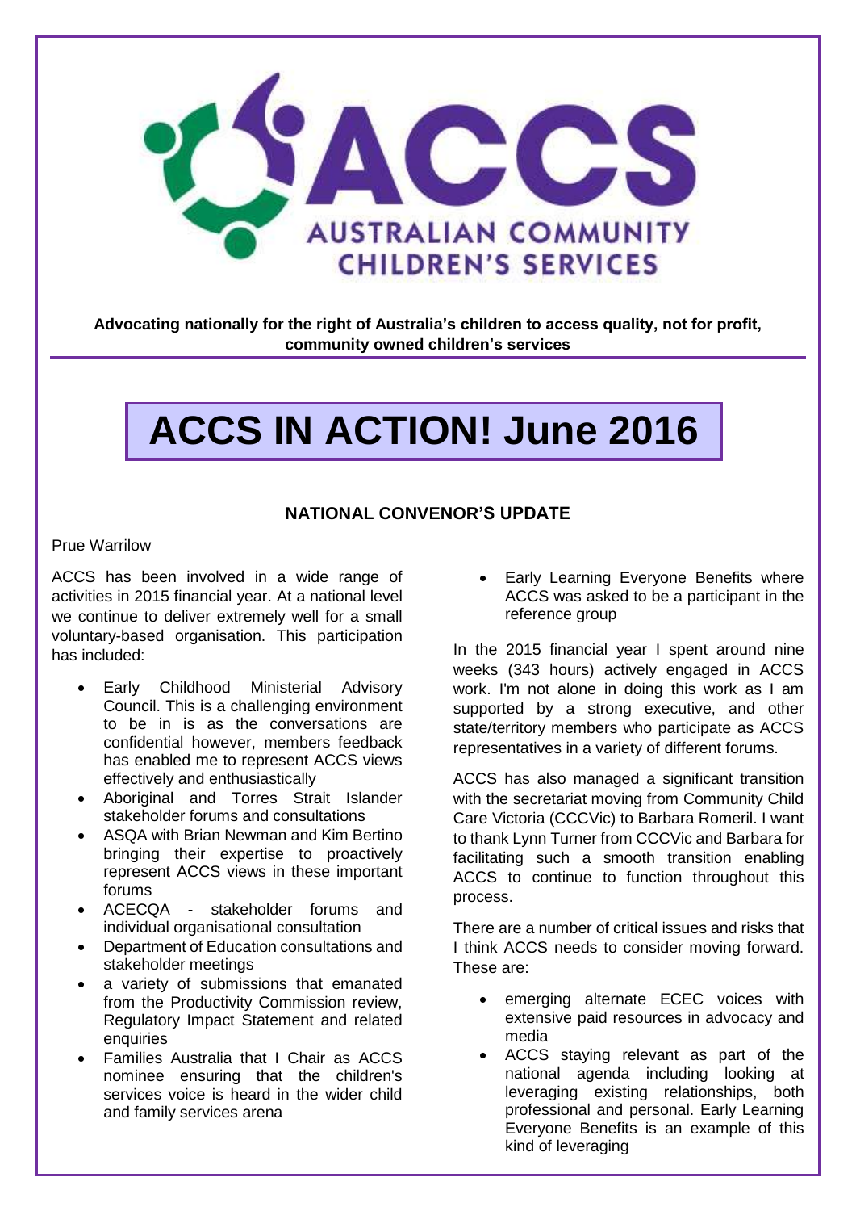ACCS

AUSTRALIAN COMMUNITY CHILDREN'S SERVICES

**Advocating nationally for the right of Australia's children to access quality, not for profit, community owned children's services**

# ACCS IN ACTION! June 2016

## NATIONAL CONVENOR'S UPDATE

Prue Warrilow

ACCS has been involved in a wide range of activities in 2015 financial year. At a national level we continue to deliver extremely well for a small voluntary-based organisation. This participation has included:

- Early Childhood Ministerial Advisory Council. This is a challenging environment to be in is as the conversations are confidential however, members feedback has enabled me to represent ACCS views effectively and enthusiastically
- Aboriginal and Torres Strait Islander stakeholder forums and consultations
- ASQA with Brian Newman and Kim Bertino bringing their expertise to proactively represent ACCS views in these important forums
- ACECQA - stakeholder forums and individual organisational consultation
- Department of Education consultations and stakeholder meetings
- a variety of submissions that emanated from the Productivity Commission review, Regulatory Impact Statement and related enquiries
- Families Australia that I Chair as ACCS nominee ensuring that the children's services voice is heard in the wider child and family services arena
- Early Learning Everyone Benefits where ACCS was asked to be a participant in the reference group

In the 2015 financial year I spent around nine weeks (343 hours) actively engaged in ACCS work. I'm not alone in doing this work as I am supported by a strong executive, and other state/territory members who participate as ACCS representatives in a variety of different forums.

ACCS has also managed a significant transition with the secretariat moving from Community Child Care Victoria (CCCVic) to Barbara Romeril. I want to thank Lynn Turner from CCCVic and Barbara for facilitating such a smooth transition enabling ACCS to continue to function throughout this process.

There are a number of critical issues and risks that I think ACCS needs to consider moving forward. These are:

- emerging alternate ECEC voices with extensive paid resources in advocacy and media
- ACCS staying relevant as part of the national agenda including looking at leveraging existing relationships, both professional and personal. Early Learning Everyone Benefits is an example of this kind of leveraging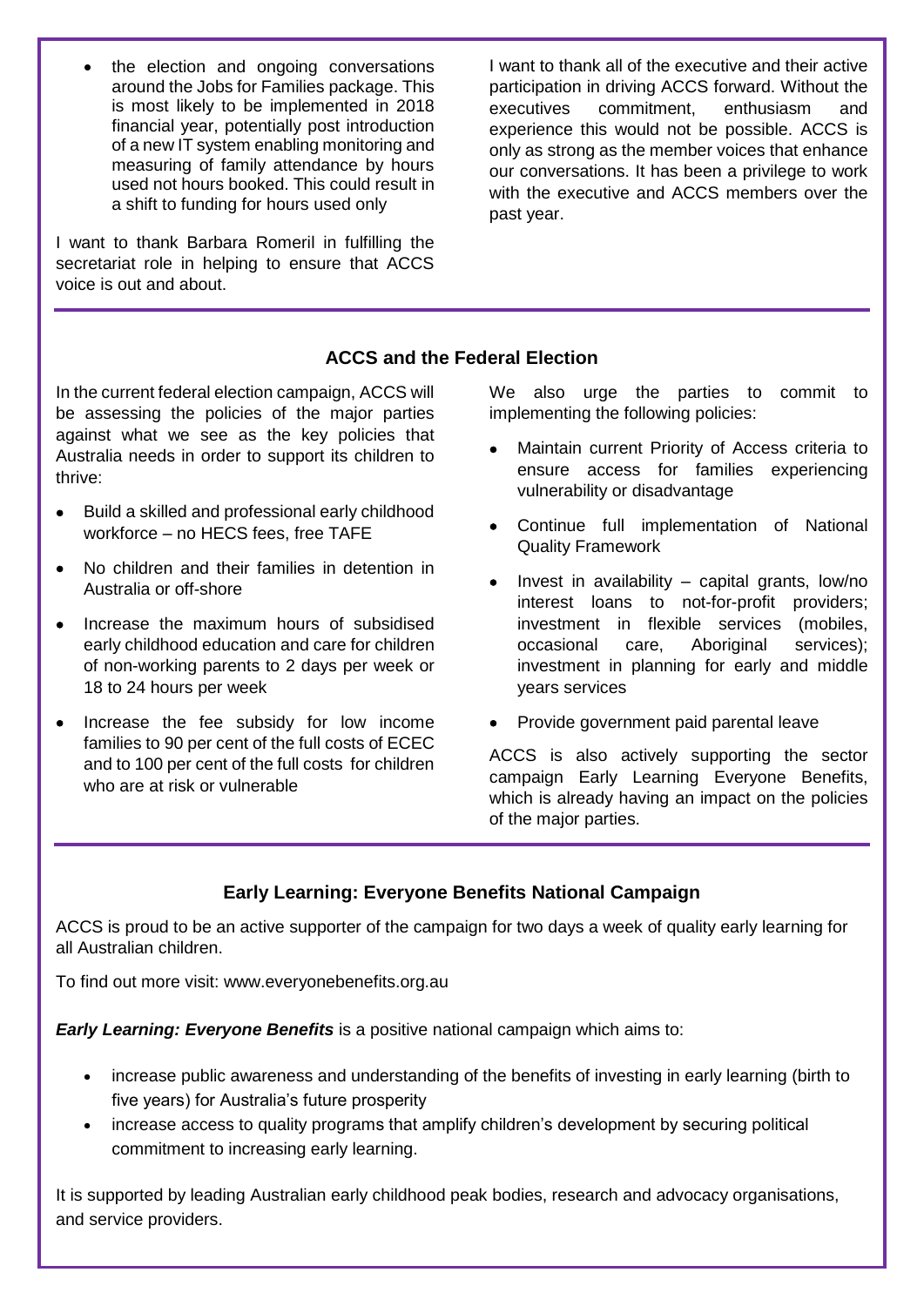- the election and ongoing conversations around the Jobs for Families package. This is most likely to be implemented in 2018 financial year, potentially post introduction of a new IT system enabling monitoring and measuring of family attendance by hours used not hours booked. This could result in a shift to funding for hours used only

I want to thank Barbara Romeril in fulfilling the secretariat role in helping to ensure that ACCS voice is out and about.

I want to thank all of the executive and their active participation in driving ACCS forward. Without the executives commitment, enthusiasm and experience this would not be possible. ACCS is only as strong as the member voices that enhance our conversations. It has been a privilege to work with the executive and ACCS members over the past year.

## ACCS and the Federal Election

In the current federal election campaign, ACCS will be assessing the policies of the major parties against what we see as the key policies that Australia needs in order to support its children to thrive:

- Build a skilled and professional early childhood workforce – no HECS fees, free TAFE
- No children and their families in detention in Australia or off-shore
- Increase the maximum hours of subsidised early childhood education and care for children of non-working parents to 2 days per week or 18 to 24 hours per week
- Increase the fee subsidy for low income families to 90 per cent of the full costs of ECEC and to 100 per cent of the full costs for children who are at risk or vulnerable

We also urge the parties to commit to implementing the following policies:

- Maintain current Priority of Access criteria to ensure access for families experiencing vulnerability or disadvantage
- Continue full implementation of National Quality Framework
- Invest in availability – capital grants, low/no interest loans to not-for-profit providers; investment in flexible services (mobiles, occasional care, Aboriginal services); investment in planning for early and middle years services
- Provide government paid parental leave

ACCS is also actively supporting the sector campaign Early Learning Everyone Benefits, which is already having an impact on the policies of the major parties.

## Early Learning: Everyone Benefits National Campaign

ACCS is proud to be an active supporter of the campaign for two days a week of quality early learning for all Australian children.

To find out more visit: www.everyonebenefits.org.au

***Early Learning: Everyone Benefits*** is a positive national campaign which aims to:

- increase public awareness and understanding of the benefits of investing in early learning (birth to five years) for Australia's future prosperity
- increase access to quality programs that amplify children's development by securing political commitment to increasing early learning.

It is supported by leading Australian early childhood peak bodies, research and advocacy organisations, and service providers.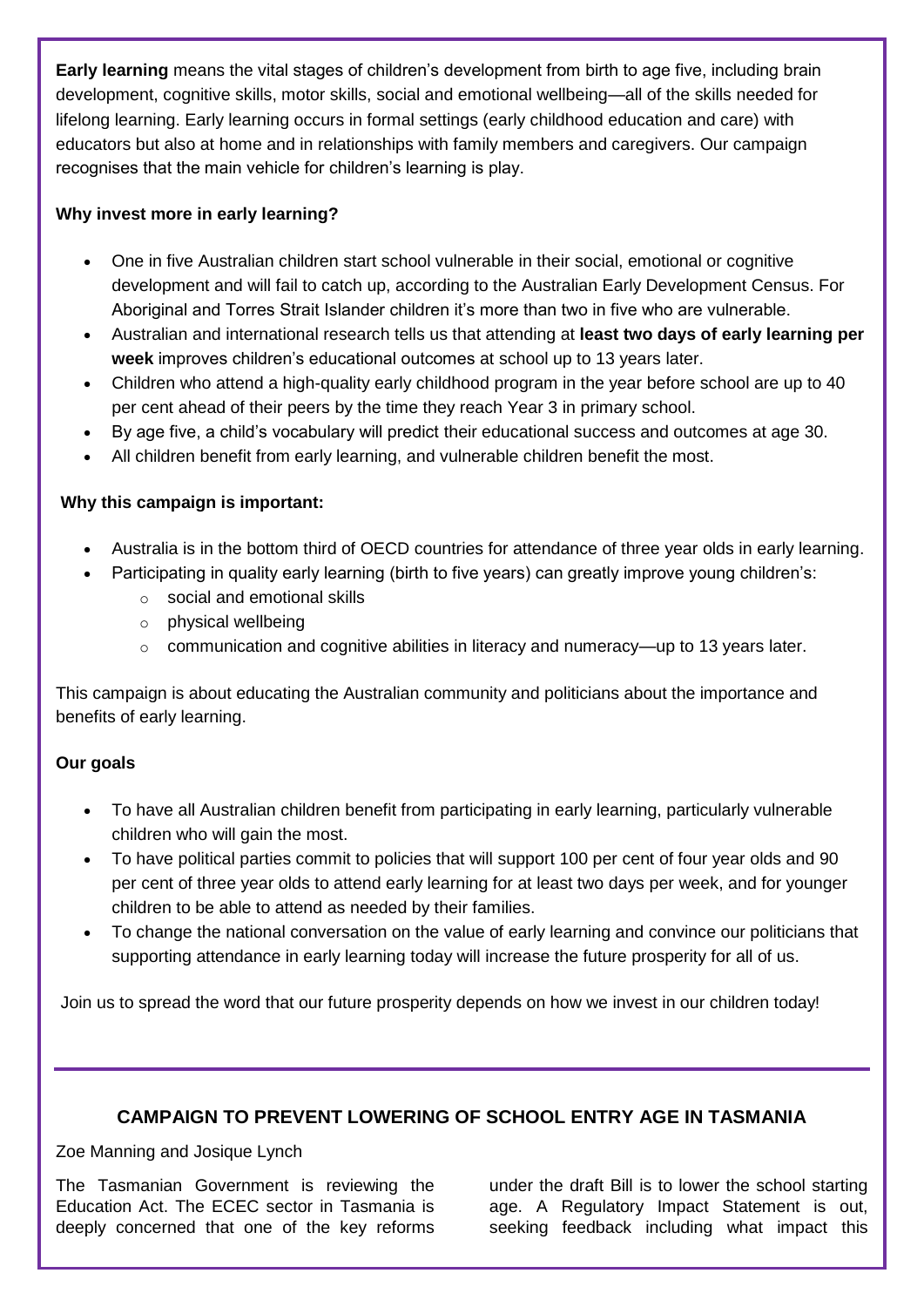**Early learning** means the vital stages of children's development from birth to age five, including brain development, cognitive skills, motor skills, social and emotional wellbeing—all of the skills needed for lifelong learning. Early learning occurs in formal settings (early childhood education and care) with educators but also at home and in relationships with family members and caregivers. Our campaign recognises that the main vehicle for children's learning is play.

**Why invest more in early learning?**

- One in five Australian children start school vulnerable in their social, emotional or cognitive development and will fail to catch up, according to the Australian Early Development Census. For Aboriginal and Torres Strait Islander children it's more than two in five who are vulnerable.
- Australian and international research tells us that attending at **least two days of early learning per week** improves children's educational outcomes at school up to 13 years later.
- Children who attend a high-quality early childhood program in the year before school are up to 40 per cent ahead of their peers by the time they reach Year 3 in primary school.
- By age five, a child's vocabulary will predict their educational success and outcomes at age 30.
- All children benefit from early learning, and vulnerable children benefit the most.

**Why this campaign is important:**

- Australia is in the bottom third of OECD countries for attendance of three year olds in early learning.
- Participating in quality early learning (birth to five years) can greatly improve young children's:
  - social and emotional skills
  - physical wellbeing
  - communication and cognitive abilities in literacy and numeracy—up to 13 years later.

This campaign is about educating the Australian community and politicians about the importance and benefits of early learning.

**Our goals**

- To have all Australian children benefit from participating in early learning, particularly vulnerable children who will gain the most.
- To have political parties commit to policies that will support 100 per cent of four year olds and 90 per cent of three year olds to attend early learning for at least two days per week, and for younger children to be able to attend as needed by their families.
- To change the national conversation on the value of early learning and convince our politicians that supporting attendance in early learning today will increase the future prosperity for all of us.

Join us to spread the word that our future prosperity depends on how we invest in our children today!

---

## CAMPAIGN TO PREVENT LOWERING OF SCHOOL ENTRY AGE IN TASMANIA

Zoe Manning and Josique Lynch

The Tasmanian Government is reviewing the Education Act. The ECEC sector in Tasmania is deeply concerned that one of the key reforms under the draft Bill is to lower the school starting age. A Regulatory Impact Statement is out, seeking feedback including what impact this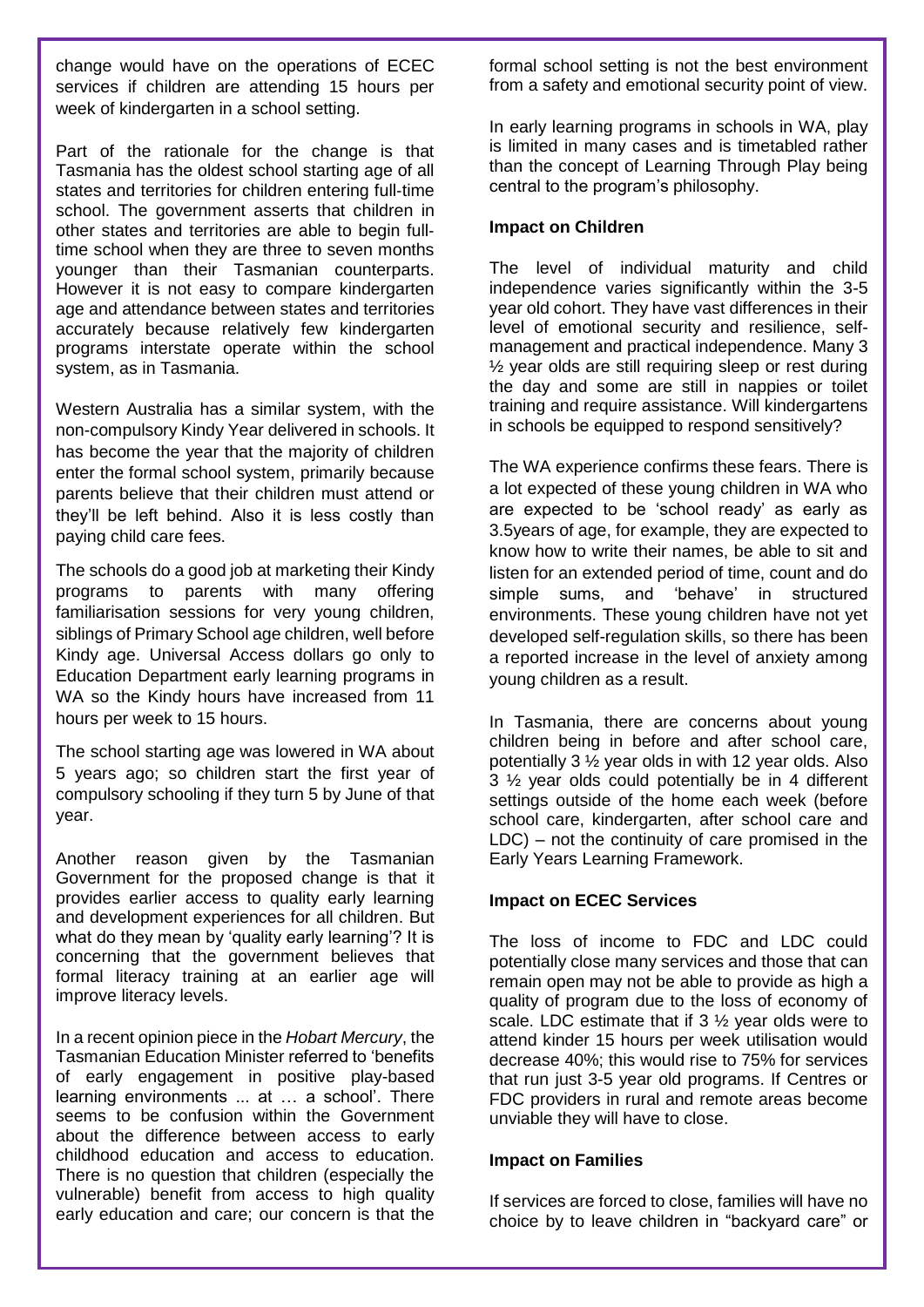change would have on the operations of ECEC services if children are attending 15 hours per week of kindergarten in a school setting.

Part of the rationale for the change is that Tasmania has the oldest school starting age of all states and territories for children entering full-time school. The government asserts that children in other states and territories are able to begin full-time school when they are three to seven months younger than their Tasmanian counterparts. However it is not easy to compare kindergarten age and attendance between states and territories accurately because relatively few kindergarten programs interstate operate within the school system, as in Tasmania.

Western Australia has a similar system, with the non-compulsory Kindy Year delivered in schools. It has become the year that the majority of children enter the formal school system, primarily because parents believe that their children must attend or they'll be left behind. Also it is less costly than paying child care fees.

The schools do a good job at marketing their Kindy programs to parents with many offering familiarisation sessions for very young children, siblings of Primary School age children, well before Kindy age. Universal Access dollars go only to Education Department early learning programs in WA so the Kindy hours have increased from 11 hours per week to 15 hours.

The school starting age was lowered in WA about 5 years ago; so children start the first year of compulsory schooling if they turn 5 by June of that year.

Another reason given by the Tasmanian Government for the proposed change is that it provides earlier access to quality early learning and development experiences for all children. But what do they mean by 'quality early learning'? It is concerning that the government believes that formal literacy training at an earlier age will improve literacy levels.

In a recent opinion piece in the *Hobart Mercury*, the Tasmanian Education Minister referred to 'benefits of early engagement in positive play-based learning environments ... at … a school'. There seems to be confusion within the Government about the difference between access to early childhood education and access to education. There is no question that children (especially the vulnerable) benefit from access to high quality early education and care; our concern is that the formal school setting is not the best environment from a safety and emotional security point of view.

In early learning programs in schools in WA, play is limited in many cases and is timetabled rather than the concept of Learning Through Play being central to the program's philosophy.

**Impact on Children**

The level of individual maturity and child independence varies significantly within the 3-5 year old cohort. They have vast differences in their level of emotional security and resilience, self-management and practical independence. Many 3 ½ year olds are still requiring sleep or rest during the day and some are still in nappies or toilet training and require assistance. Will kindergartens in schools be equipped to respond sensitively?

The WA experience confirms these fears. There is a lot expected of these young children in WA who are expected to be 'school ready' as early as 3.5years of age, for example, they are expected to know how to write their names, be able to sit and listen for an extended period of time, count and do simple sums, and 'behave' in structured environments. These young children have not yet developed self-regulation skills, so there has been a reported increase in the level of anxiety among young children as a result.

In Tasmania, there are concerns about young children being in before and after school care, potentially 3 ½ year olds in with 12 year olds. Also 3 ½ year olds could potentially be in 4 different settings outside of the home each week (before school care, kindergarten, after school care and LDC) – not the continuity of care promised in the Early Years Learning Framework.

**Impact on ECEC Services**

The loss of income to FDC and LDC could potentially close many services and those that can remain open may not be able to provide as high a quality of program due to the loss of economy of scale. LDC estimate that if 3 ½ year olds were to attend kinder 15 hours per week utilisation would decrease 40%; this would rise to 75% for services that run just 3-5 year old programs. If Centres or FDC providers in rural and remote areas become unviable they will have to close.

**Impact on Families**

If services are forced to close, families will have no choice by to leave children in "backyard care" or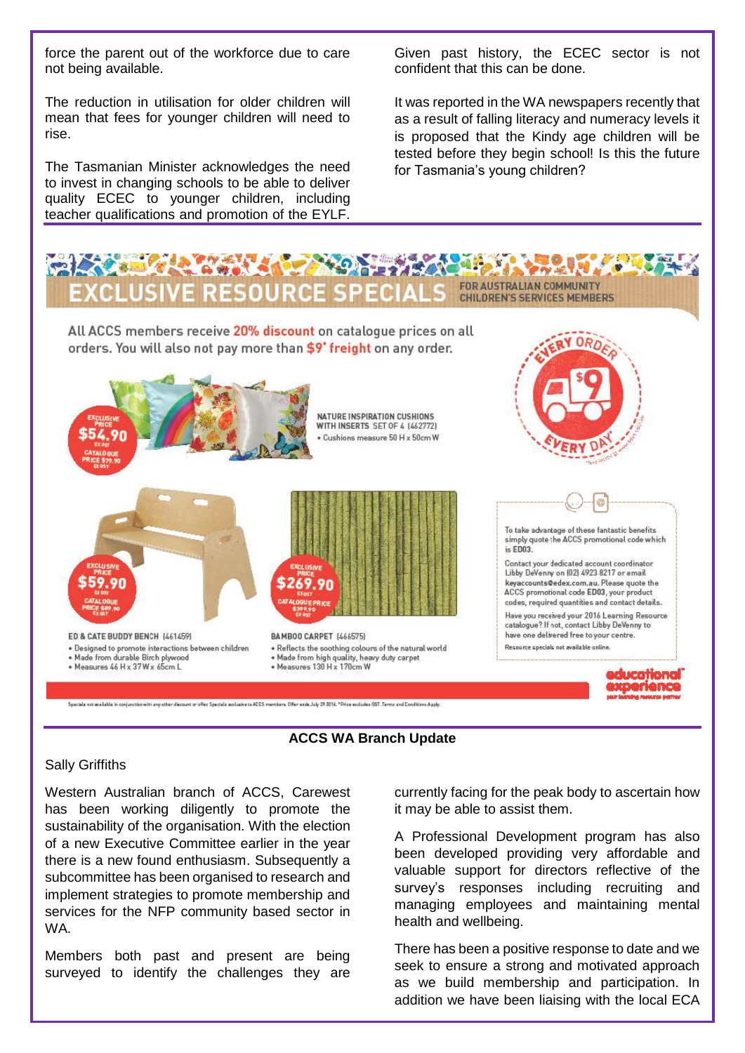force the parent out of the workforce due to care not being available.

The reduction in utilisation for older children will mean that fees for younger children will need to rise.

The Tasmanian Minister acknowledges the need to invest in changing schools to be able to deliver quality ECEC to younger children, including teacher qualifications and promotion of the EYLF.

Given past history, the ECEC sector is not confident that this can be done.

It was reported in the WA newspapers recently that as a result of falling literacy and numeracy levels it is proposed that the Kindy age children will be tested before they begin school! Is this the future for Tasmania's young children?

# EXCLUSIVE RESOURCE SPECIALS

FOR AUSTRALIAN COMMUNITY CHILDREN'S SERVICES MEMBERS

All ACCS members receive **20% discount** on catalogue prices on all orders. You will also not pay more than **$9* freight** on any order.

EVERY ORDER $9 EVERY DAY

**NATURE INSPIRATION CUSHIONS WITH INSERTS** SET OF 4 (462772)
- Cushions measure 50 H x 50cm W

EXCLUSIVE PRICE $54.90 EX GST — CATALOGUE PRICE $79.90 EX GST

**ED & CATE BUDDY BENCH** (461459)
- Designed to promote interactions between children
- Made from durable Birch plywood
- Measures 46 H x 37 W x 65cm L

EXCLUSIVE PRICE $59.90 EX GST — CATALOGUE PRICE $89.90 EX GST

**BAMBOO CARPET** (466575)
- Reflects the soothing colours of the natural world
- Made from high quality, heavy duty carpet
- Measures 130 H x 170cm W

EXCLUSIVE PRICE $269.90 EX GST — CATALOGUE PRICE $399.90 EX GST

To take advantage of these fantastic benefits simply quote the ACCS promotional code which is ED03.

Contact your dedicated account coordinator Libby DeVenny on (02) 4923 8217 or email keyaccounts@edex.com.au. Please quote the ACCS promotional code ED03, your product codes, required quantities and contact details.

Have you received your 2016 Learning Resource catalogue? If not, contact Libby DeVenny to have one delivered free to your centre.

Resource specials not available online.

educational experience — your learning resource partner

Specials not available in conjunction with any other discount or offer. Specials exclusive to ACCS members. Offer ends July 29 2016. *Price excludes GST. Terms and Conditions Apply.

## ACCS WA Branch Update

Sally Griffiths

Western Australian branch of ACCS, Carewest has been working diligently to promote the sustainability of the organisation. With the election of a new Executive Committee earlier in the year there is a new found enthusiasm. Subsequently a subcommittee has been organised to research and implement strategies to promote membership and services for the NFP community based sector in WA.

Members both past and present are being surveyed to identify the challenges they are currently facing for the peak body to ascertain how it may be able to assist them.

A Professional Development program has also been developed providing very affordable and valuable support for directors reflective of the survey's responses including recruiting and managing employees and maintaining mental health and wellbeing.

There has been a positive response to date and we seek to ensure a strong and motivated approach as we build membership and participation. In addition we have been liaising with the local ECA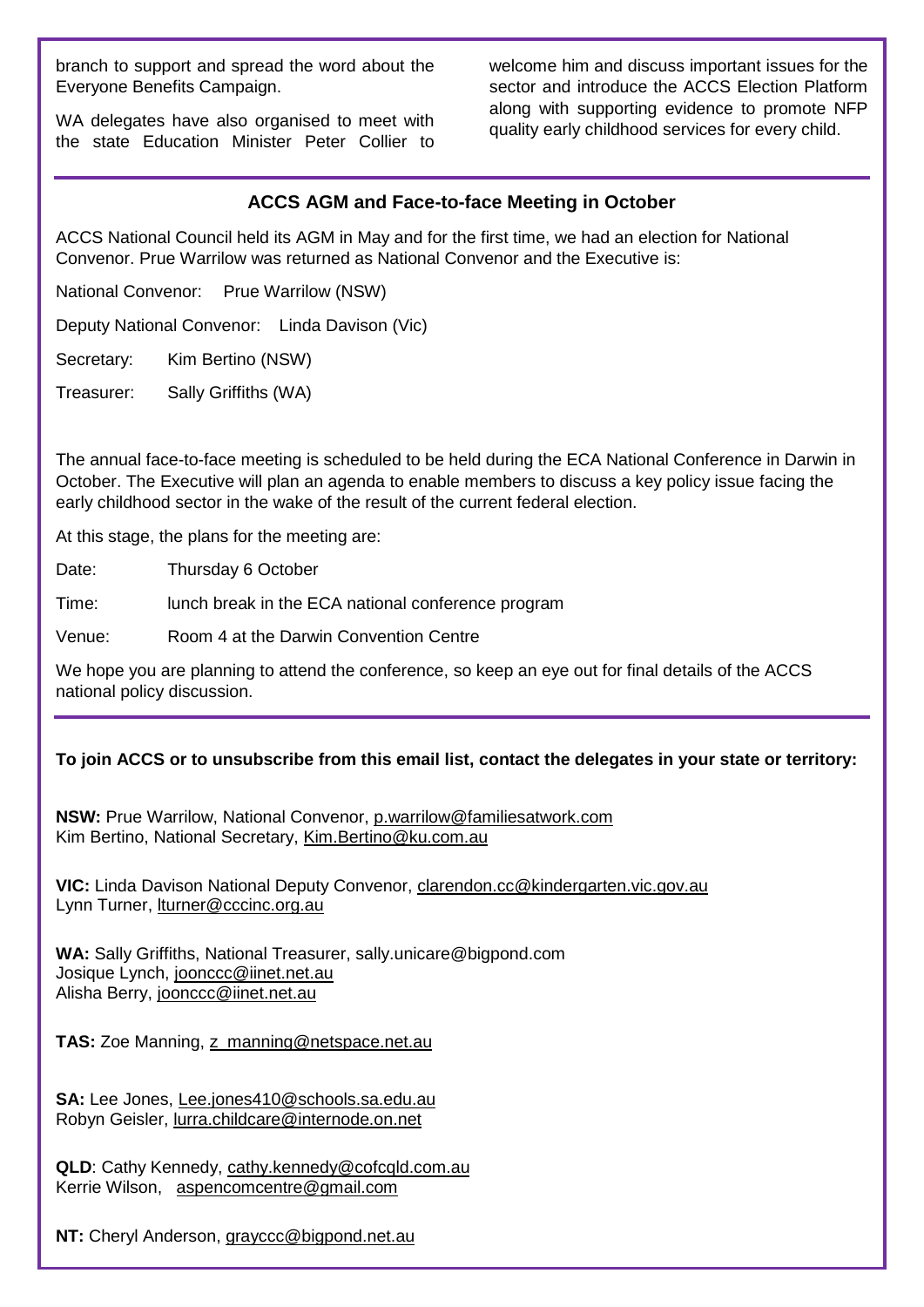branch to support and spread the word about the Everyone Benefits Campaign.

WA delegates have also organised to meet with the state Education Minister Peter Collier to welcome him and discuss important issues for the sector and introduce the ACCS Election Platform along with supporting evidence to promote NFP quality early childhood services for every child.

## ACCS AGM and Face-to-face Meeting in October

ACCS National Council held its AGM in May and for the first time, we had an election for National Convenor. Prue Warrilow was returned as National Convenor and the Executive is:

National Convenor: Prue Warrilow (NSW)

Deputy National Convenor: Linda Davison (Vic)

Secretary: Kim Bertino (NSW)

Treasurer: Sally Griffiths (WA)

The annual face-to-face meeting is scheduled to be held during the ECA National Conference in Darwin in October. The Executive will plan an agenda to enable members to discuss a key policy issue facing the early childhood sector in the wake of the result of the current federal election.

At this stage, the plans for the meeting are:

Date: Thursday 6 October

Time: lunch break in the ECA national conference program

Venue: Room 4 at the Darwin Convention Centre

We hope you are planning to attend the conference, so keep an eye out for final details of the ACCS national policy discussion.

**To join ACCS or to unsubscribe from this email list, contact the delegates in your state or territory:**

**NSW:** Prue Warrilow, National Convenor, p.warrilow@familiesatwork.com
Kim Bertino, National Secretary, Kim.Bertino@ku.com.au

**VIC:** Linda Davison National Deputy Convenor, clarendon.cc@kindergarten.vic.gov.au
Lynn Turner, lturner@cccinc.org.au

**WA:** Sally Griffiths, National Treasurer, sally.unicare@bigpond.com
Josique Lynch, joonccc@iinet.net.au
Alisha Berry, joonccc@iinet.net.au

**TAS:** Zoe Manning, z_manning@netspace.net.au

**SA:** Lee Jones, Lee.jones410@schools.sa.edu.au
Robyn Geisler, lurra.childcare@internode.on.net

**QLD**: Cathy Kennedy, cathy.kennedy@cofcqld.com.au
Kerrie Wilson, aspencomcentre@gmail.com

**NT:** Cheryl Anderson, grayccc@bigpond.net.au